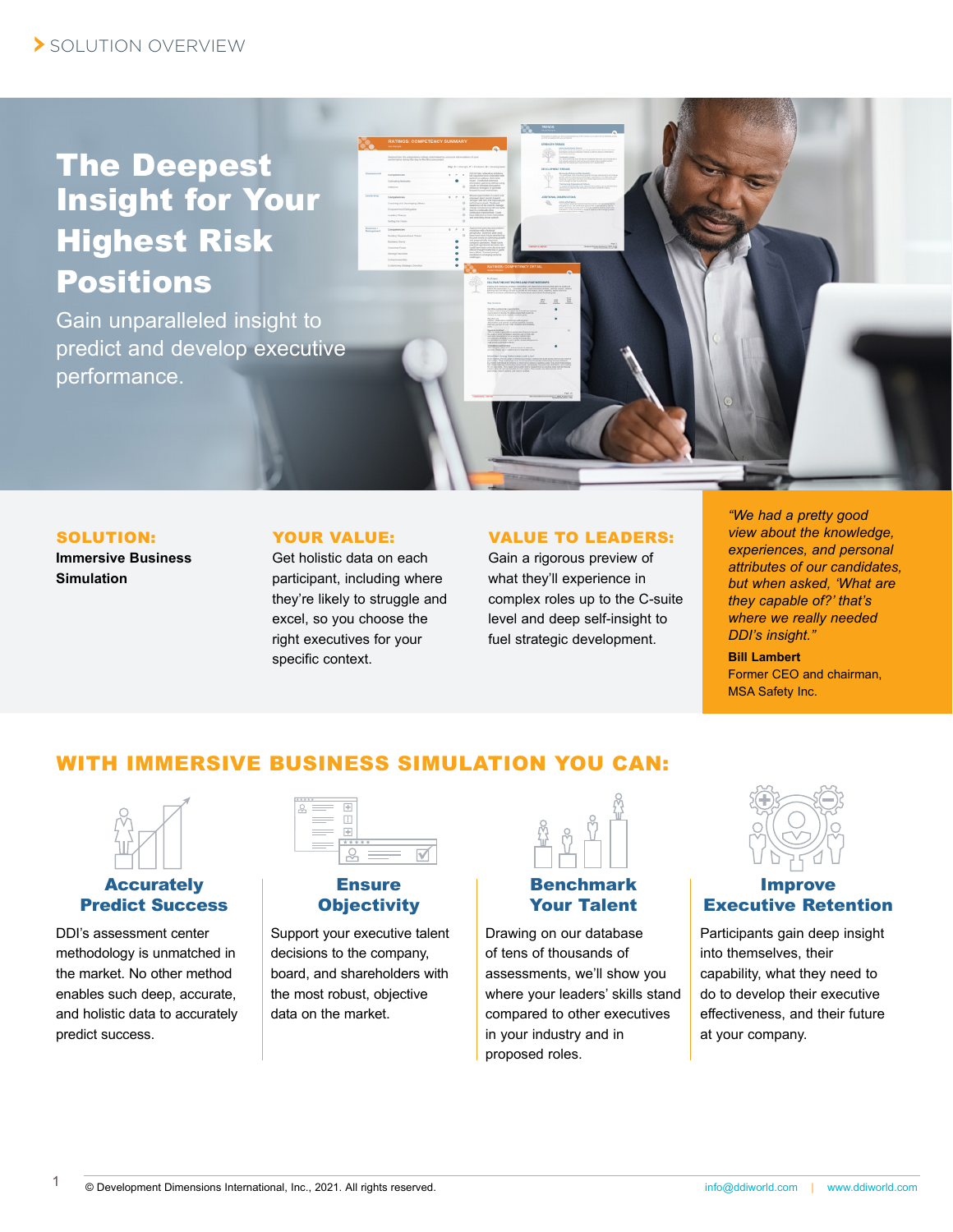SOLUTION OVERVIEW

# The Deepest Insight for Your Highest Risk Positions

Gain unparalleled insight to predict and develop executive performance.

**SOLUTION:**

**Immersive Business Simulation**

**YOUR VALUE:**

Get holistic data on each participant, including where they're likely to struggle and excel, so you choose the right executives for your specific context.

**VALUE TO LEADERS:**

Gain a rigorous preview of what they'll experience in complex roles up to the C-suite level and deep self-insight to fuel strategic development.

*"We had a pretty good view about the knowledge, experiences, and personal attributes of our candidates, but when asked, 'What are they capable of?' that's where we really needed DDI's insight."*

**Bill Lambert**
Former CEO and chairman, MSA Safety Inc.

## WITH IMMERSIVE BUSINESS SIMULATION YOU CAN:

### Accurately Predict Success

DDI's assessment center methodology is unmatched in the market. No other method enables such deep, accurate, and holistic data to accurately predict success.

### Ensure Objectivity

Support your executive talent decisions to the company, board, and shareholders with the most robust, objective data on the market.

### Benchmark Your Talent

Drawing on our database of tens of thousands of assessments, we'll show you where your leaders' skills stand compared to other executives in your industry and in proposed roles.

### Improve Executive Retention

Participants gain deep insight into themselves, their capability, what they need to do to develop their executive effectiveness, and their future at your company.

© Development Dimensions International, Inc., 2021. All rights reserved. info@ddiworld.com | www.ddiworld.com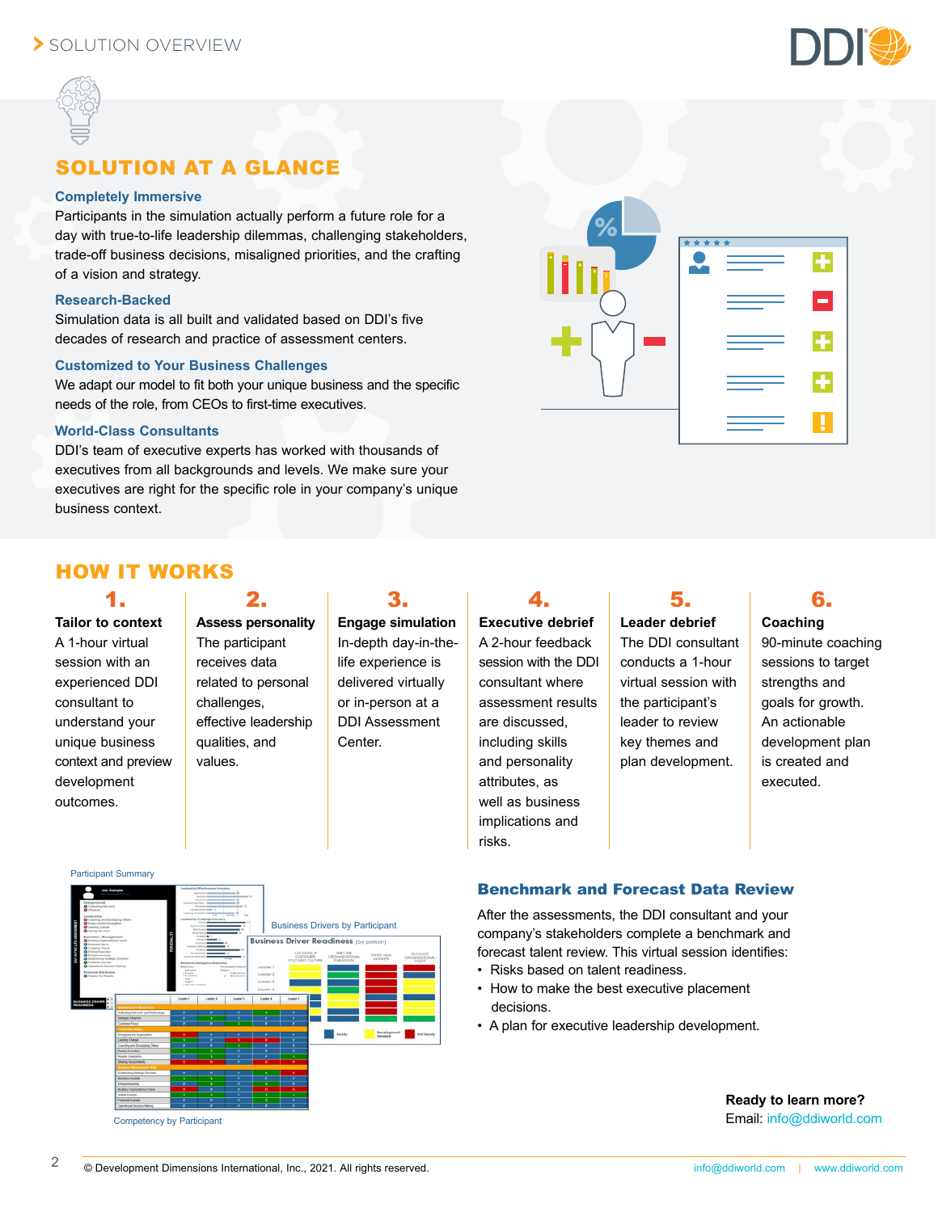SOLUTION OVERVIEW

## SOLUTION AT A GLANCE

### Completely Immersive

Participants in the simulation actually perform a future role for a day with true-to-life leadership dilemmas, challenging stakeholders, trade-off business decisions, misaligned priorities, and the crafting of a vision and strategy.

### Research-Backed

Simulation data is all built and validated based on DDI's five decades of research and practice of assessment centers.

### Customized to Your Business Challenges

We adapt our model to fit both your unique business and the specific needs of the role, from CEOs to first-time executives.

### World-Class Consultants

DDI's team of executive experts has worked with thousands of executives from all backgrounds and levels. We make sure your executives are right for the specific role in your company's unique business context.

## HOW IT WORKS

**1. Tailor to context**
A 1-hour virtual session with an experienced DDI consultant to understand your unique business context and preview development outcomes.

**2. Assess personality**
The participant receives data related to personal challenges, effective leadership qualities, and values.

**3. Engage simulation**
In-depth day-in-the-life experience is delivered virtually or in-person at a DDI Assessment Center.

**4. Executive debrief**
A 2-hour feedback session with the DDI consultant where assessment results are discussed, including skills and personality attributes, as well as business implications and risks.

**5. Leader debrief**
The DDI consultant conducts a 1-hour virtual session with the participant's leader to review key themes and plan development.

**6. Coaching**
90-minute coaching sessions to target strengths and goals for growth. An actionable development plan is created and executed.

Participant Summary

Business Drivers by Participant

Competency by Participant

### Benchmark and Forecast Data Review

After the assessments, the DDI consultant and your company's stakeholders complete a benchmark and forecast talent review. This virtual session identifies:

- Risks based on talent readiness.
- How to make the best executive placement decisions.
- A plan for executive leadership development.

**Ready to learn more?**
Email: info@ddiworld.com

© Development Dimensions International, Inc., 2021. All rights reserved.